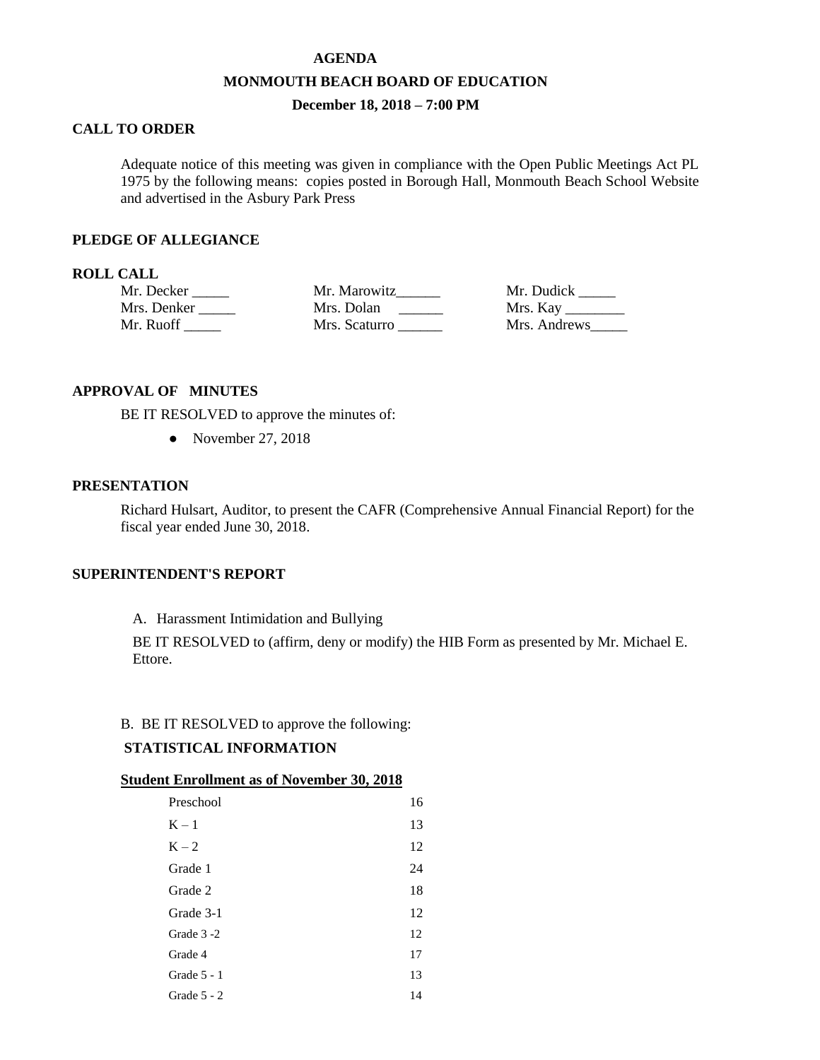# AGENDA

## MONMOUTH BEACH BOARD OF EDUCATION

### December 18, 2018 – 7:00 PM

**CALL TO ORDER**

Adequate notice of this meeting was given in compliance with the Open Public Meetings Act PL 1975 by the following means: copies posted in Borough Hall, Monmouth Beach School Website and advertised in the Asbury Park Press

**PLEDGE OF ALLEGIANCE**

**ROLL CALL**

| | | |
|---|---|---|
| Mr. Decker _____ | Mr. Marowitz______ | Mr. Dudick _____ |
| Mrs. Denker _____ | Mrs. Dolan ______ | Mrs. Kay ________ |
| Mr. Ruoff _____ | Mrs. Scaturro ______ | Mrs. Andrews_____ |

**APPROVAL OF MINUTES**

BE IT RESOLVED to approve the minutes of:

- November 27, 2018

**PRESENTATION**

Richard Hulsart, Auditor, to present the CAFR (Comprehensive Annual Financial Report) for the fiscal year ended June 30, 2018.

**SUPERINTENDENT'S REPORT**

A. Harassment Intimidation and Bullying

BE IT RESOLVED to (affirm, deny or modify) the HIB Form as presented by Mr. Michael E. Ettore.

B. BE IT RESOLVED to approve the following:

**STATISTICAL INFORMATION**

**Student Enrollment as of November 30, 2018**

| | |
|---|---|
| Preschool | 16 |
| K – 1 | 13 |
| K – 2 | 12 |
| Grade 1 | 24 |
| Grade 2 | 18 |
| Grade 3-1 | 12 |
| Grade 3 -2 | 12 |
| Grade 4 | 17 |
| Grade 5 - 1 | 13 |
| Grade 5 - 2 | 14 |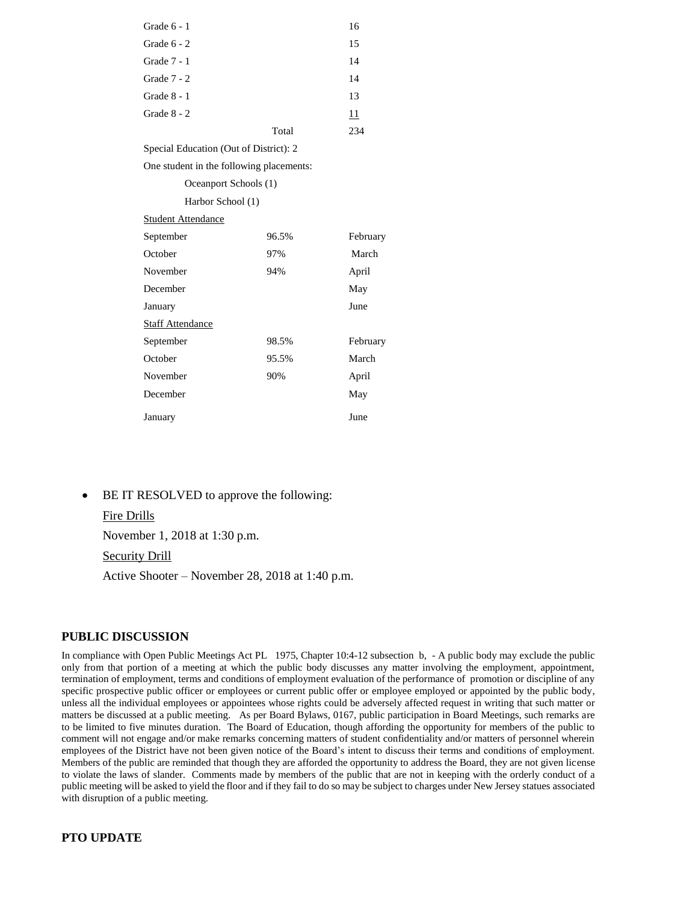| | | |
|---|---|---|
| Grade 6 - 1 | | 16 |
| Grade 6 - 2 | | 15 |
| Grade 7 - 1 | | 14 |
| Grade 7 - 2 | | 14 |
| Grade 8 - 1 | | 13 |
| Grade 8 - 2 | | 11 |
| | Total | 234 |

Special Education (Out of District): 2

One student in the following placements:

Oceanport Schools (1)

Harbor School (1)

Student Attendance

| | | |
|---|---|---|
| September | 96.5% | February |
| October | 97% | March |
| November | 94% | April |
| December | | May |
| January | | June |

Staff Attendance

| | | |
|---|---|---|
| September | 98.5% | February |
| October | 95.5% | March |
| November | 90% | April |
| December | | May |
| January | | June |

- BE IT RESOLVED to approve the following:

  Fire Drills

  November 1, 2018 at 1:30 p.m.

  Security Drill

  Active Shooter – November 28, 2018 at 1:40 p.m.

## PUBLIC DISCUSSION

In compliance with Open Public Meetings Act PL 1975, Chapter 10:4-12 subsection b, - A public body may exclude the public only from that portion of a meeting at which the public body discusses any matter involving the employment, appointment, termination of employment, terms and conditions of employment evaluation of the performance of promotion or discipline of any specific prospective public officer or employees or current public offer or employee employed or appointed by the public body, unless all the individual employees or appointees whose rights could be adversely affected request in writing that such matter or matters be discussed at a public meeting. As per Board Bylaws, 0167, public participation in Board Meetings, such remarks are to be limited to five minutes duration. The Board of Education, though affording the opportunity for members of the public to comment will not engage and/or make remarks concerning matters of student confidentiality and/or matters of personnel wherein employees of the District have not been given notice of the Board's intent to discuss their terms and conditions of employment. Members of the public are reminded that though they are afforded the opportunity to address the Board, they are not given license to violate the laws of slander. Comments made by members of the public that are not in keeping with the orderly conduct of a public meeting will be asked to yield the floor and if they fail to do so may be subject to charges under New Jersey statues associated with disruption of a public meeting.

## PTO UPDATE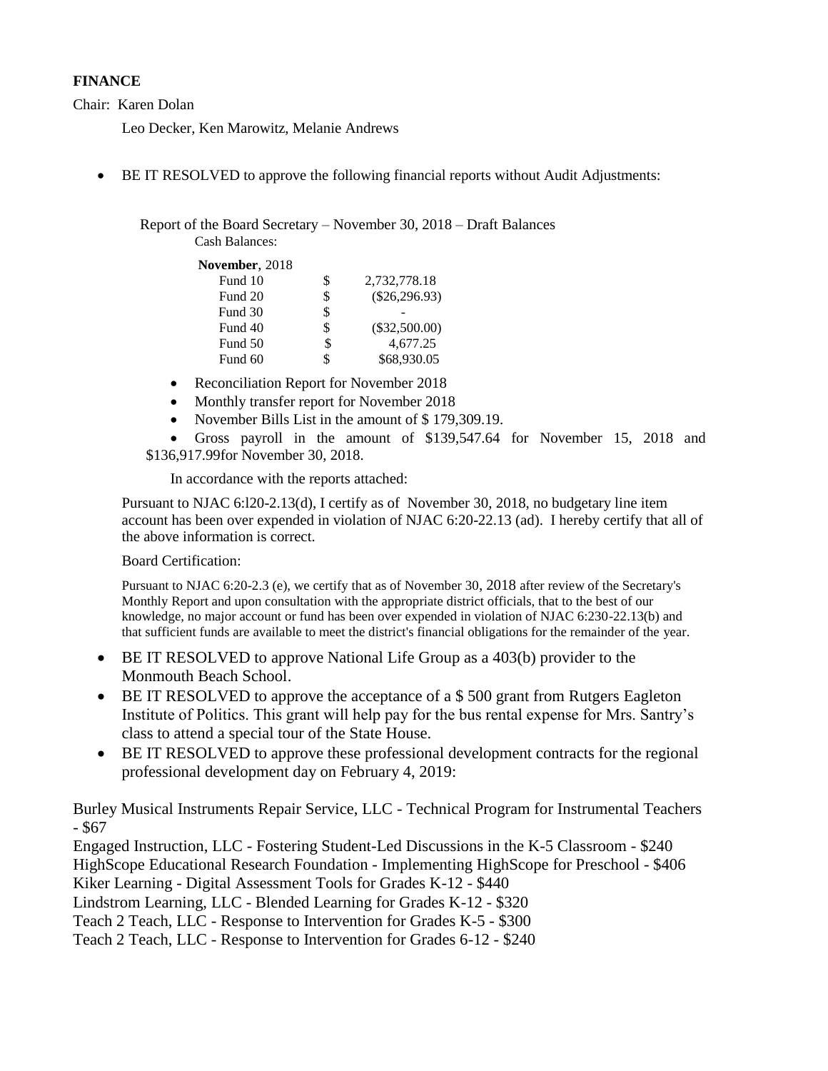**FINANCE**

Chair: Karen Dolan

Leo Decker, Ken Marowitz, Melanie Andrews

- BE IT RESOLVED to approve the following financial reports without Audit Adjustments:

Report of the Board Secretary – November 30, 2018 – Draft Balances

Cash Balances:

| **November**, 2018 | | |
|---|---|---|
| Fund 10 | $ | 2,732,778.18 |
| Fund 20 | $ | ($26,296.93) |
| Fund 30 | $ | - |
| Fund 40 | $ | ($32,500.00) |
| Fund 50 | $ | 4,677.25 |
| Fund 60 | $ | $68,930.05 |

- Reconciliation Report for November 2018
- Monthly transfer report for November 2018
- November Bills List in the amount of $ 179,309.19.
- Gross payroll in the amount of $139,547.64 for November 15, 2018 and $136,917.99for November 30, 2018.

In accordance with the reports attached:

Pursuant to NJAC 6:l20-2.13(d), I certify as of November 30, 2018, no budgetary line item account has been over expended in violation of NJAC 6:20-22.13 (ad). I hereby certify that all of the above information is correct.

Board Certification:

Pursuant to NJAC 6:20-2.3 (e), we certify that as of November 30, 2018 after review of the Secretary's Monthly Report and upon consultation with the appropriate district officials, that to the best of our knowledge, no major account or fund has been over expended in violation of NJAC 6:230-22.13(b) and that sufficient funds are available to meet the district's financial obligations for the remainder of the year.

- BE IT RESOLVED to approve National Life Group as a 403(b) provider to the Monmouth Beach School.
- BE IT RESOLVED to approve the acceptance of a $ 500 grant from Rutgers Eagleton Institute of Politics. This grant will help pay for the bus rental expense for Mrs. Santry's class to attend a special tour of the State House.
- BE IT RESOLVED to approve these professional development contracts for the regional professional development day on February 4, 2019:

Burley Musical Instruments Repair Service, LLC - Technical Program for Instrumental Teachers - $67
Engaged Instruction, LLC - Fostering Student-Led Discussions in the K-5 Classroom - $240
HighScope Educational Research Foundation - Implementing HighScope for Preschool - $406
Kiker Learning - Digital Assessment Tools for Grades K-12 - $440
Lindstrom Learning, LLC - Blended Learning for Grades K-12 - $320
Teach 2 Teach, LLC - Response to Intervention for Grades K-5 - $300
Teach 2 Teach, LLC - Response to Intervention for Grades 6-12 - $240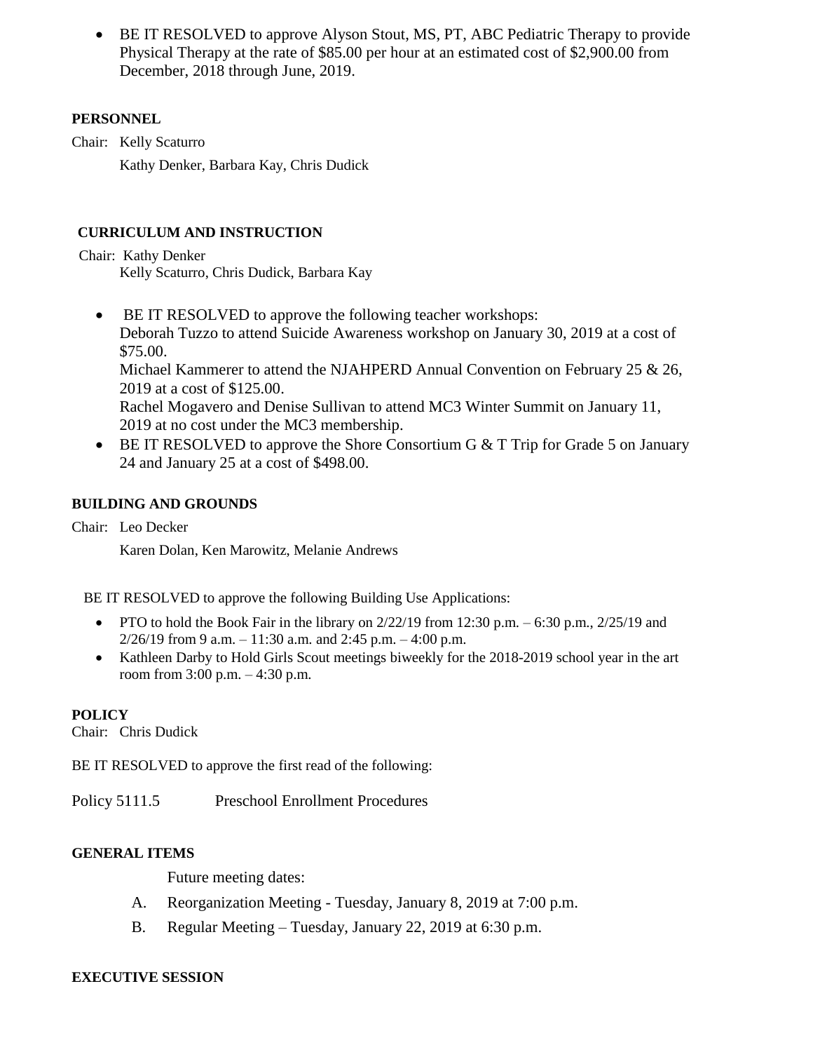- BE IT RESOLVED to approve Alyson Stout, MS, PT, ABC Pediatric Therapy to provide Physical Therapy at the rate of $85.00 per hour at an estimated cost of $2,900.00 from December, 2018 through June, 2019.

**PERSONNEL**

Chair: Kelly Scaturro

Kathy Denker, Barbara Kay, Chris Dudick

**CURRICULUM AND INSTRUCTION**

Chair: Kathy Denker

Kelly Scaturro, Chris Dudick, Barbara Kay

- BE IT RESOLVED to approve the following teacher workshops:
  Deborah Tuzzo to attend Suicide Awareness workshop on January 30, 2019 at a cost of $75.00.
  Michael Kammerer to attend the NJAHPERD Annual Convention on February 25 & 26, 2019 at a cost of $125.00.
  Rachel Mogavero and Denise Sullivan to attend MC3 Winter Summit on January 11, 2019 at no cost under the MC3 membership.
- BE IT RESOLVED to approve the Shore Consortium G & T Trip for Grade 5 on January 24 and January 25 at a cost of $498.00.

**BUILDING AND GROUNDS**

Chair: Leo Decker

Karen Dolan, Ken Marowitz, Melanie Andrews

BE IT RESOLVED to approve the following Building Use Applications:

- PTO to hold the Book Fair in the library on 2/22/19 from 12:30 p.m. – 6:30 p.m., 2/25/19 and 2/26/19 from 9 a.m. – 11:30 a.m. and 2:45 p.m. – 4:00 p.m.
- Kathleen Darby to Hold Girls Scout meetings biweekly for the 2018-2019 school year in the art room from 3:00 p.m. – 4:30 p.m.

**POLICY**

Chair: Chris Dudick

BE IT RESOLVED to approve the first read of the following:

Policy 5111.5 Preschool Enrollment Procedures

**GENERAL ITEMS**

Future meeting dates:

A. Reorganization Meeting - Tuesday, January 8, 2019 at 7:00 p.m.

B. Regular Meeting – Tuesday, January 22, 2019 at 6:30 p.m.

**EXECUTIVE SESSION**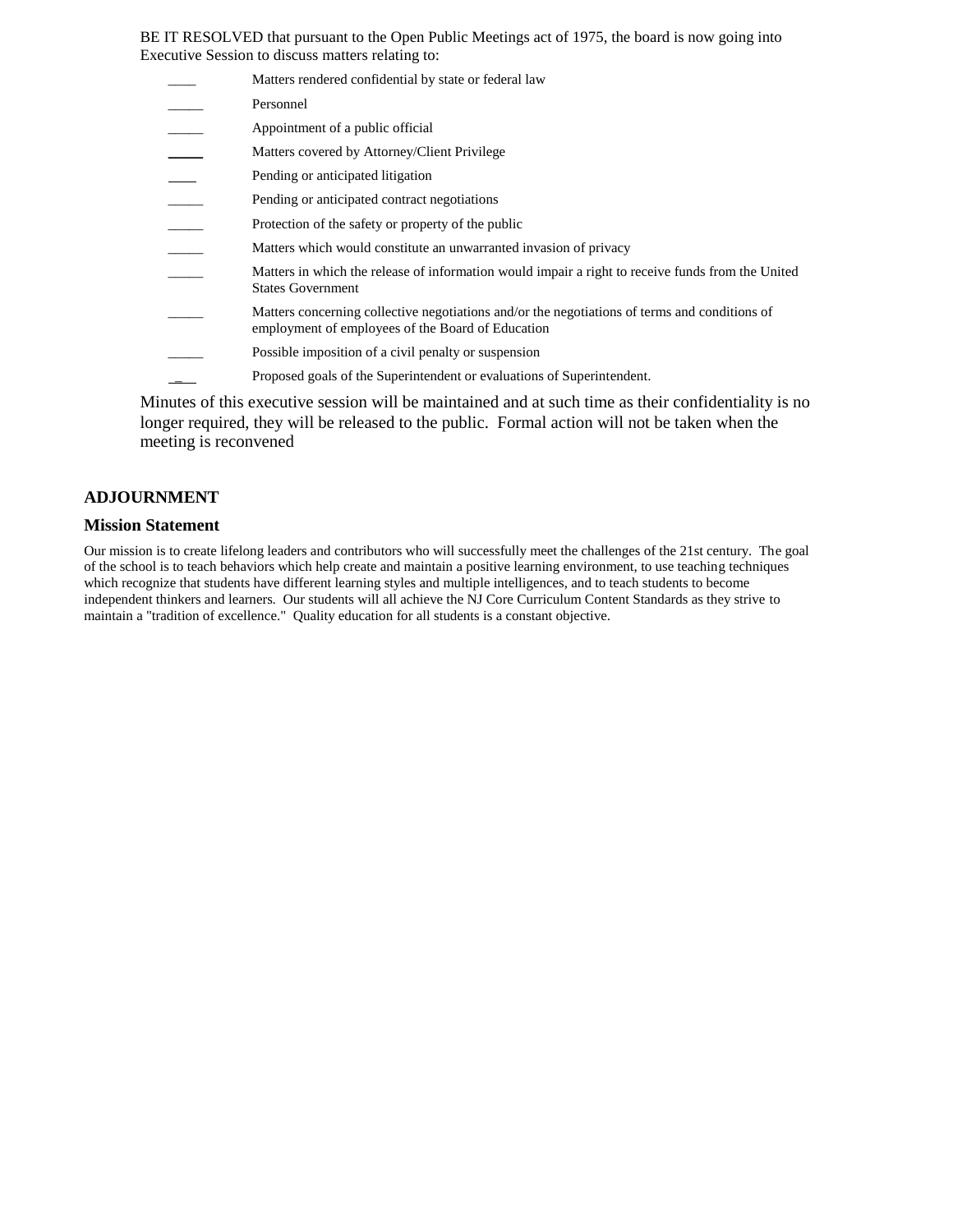BE IT RESOLVED that pursuant to the Open Public Meetings act of 1975, the board is now going into Executive Session to discuss matters relating to:

- ____ Matters rendered confidential by state or federal law
- _____ Personnel
- _____ Appointment of a public official
- _____ Matters covered by Attorney/Client Privilege
- ____ Pending or anticipated litigation
- _____ Pending or anticipated contract negotiations
- _____ Protection of the safety or property of the public
- _____ Matters which would constitute an unwarranted invasion of privacy
- _____ Matters in which the release of information would impair a right to receive funds from the United States Government
- _____ Matters concerning collective negotiations and/or the negotiations of terms and conditions of employment of employees of the Board of Education
- _____ Possible imposition of a civil penalty or suspension
- ____ Proposed goals of the Superintendent or evaluations of Superintendent.

Minutes of this executive session will be maintained and at such time as their confidentiality is no longer required, they will be released to the public. Formal action will not be taken when the meeting is reconvened

**ADJOURNMENT**

### Mission Statement

Our mission is to create lifelong leaders and contributors who will successfully meet the challenges of the 21st century. The goal of the school is to teach behaviors which help create and maintain a positive learning environment, to use teaching techniques which recognize that students have different learning styles and multiple intelligences, and to teach students to become independent thinkers and learners. Our students will all achieve the NJ Core Curriculum Content Standards as they strive to maintain a "tradition of excellence." Quality education for all students is a constant objective.